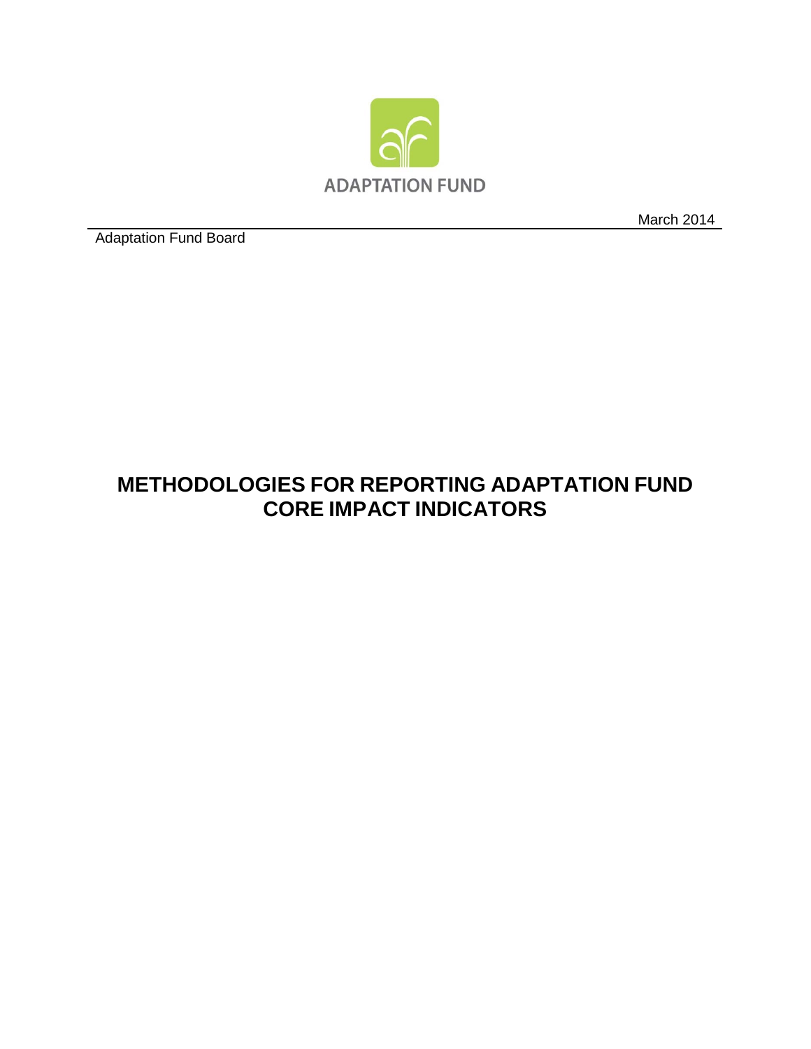ADAPTATION FUND

March 2014

Adaptation Fund Board

# METHODOLOGIES FOR REPORTING ADAPTATION FUND CORE IMPACT INDICATORS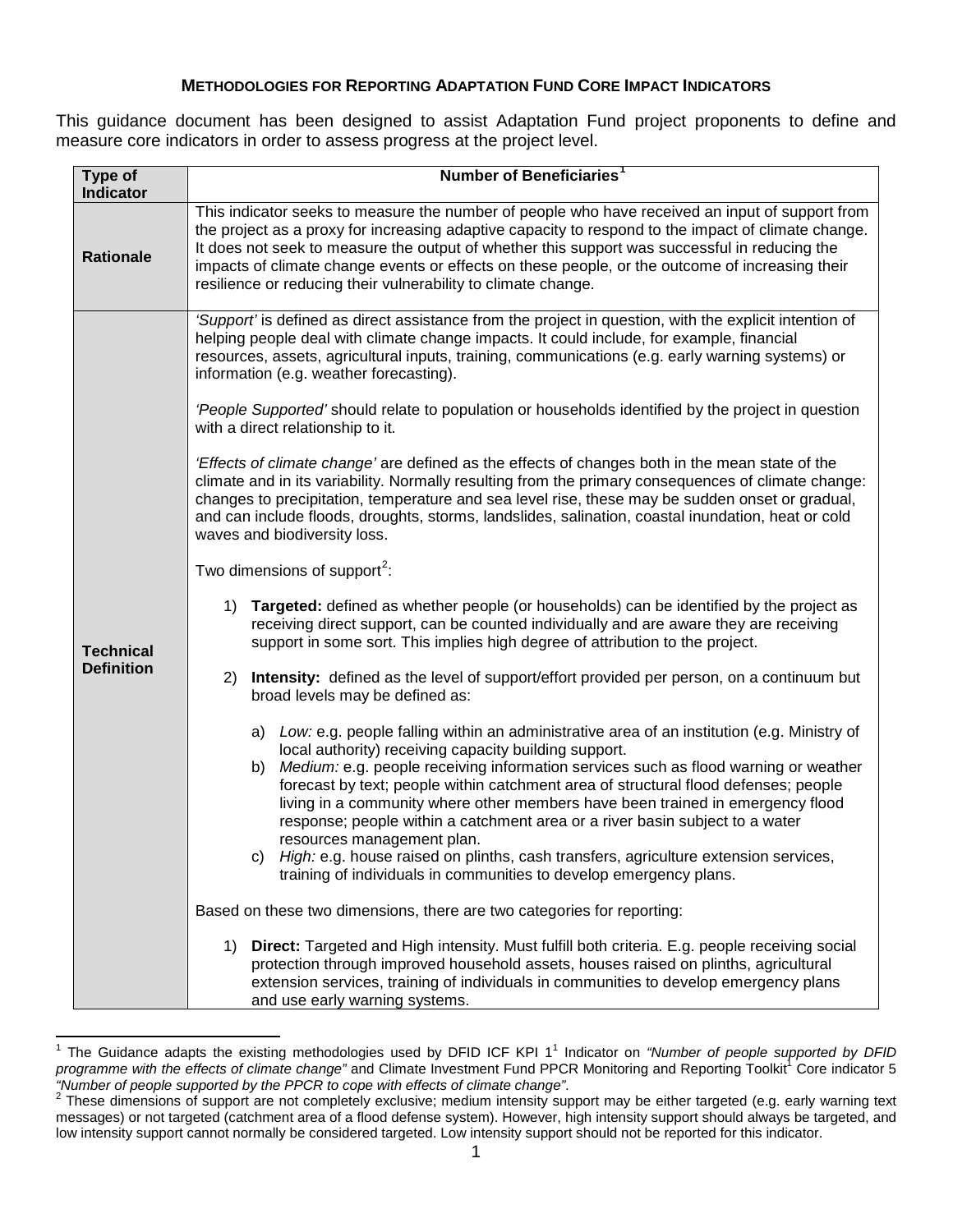**METHODOLOGIES FOR REPORTING ADAPTATION FUND CORE IMPACT INDICATORS**

This guidance document has been designed to assist Adaptation Fund project proponents to define and measure core indicators in order to assess progress at the project level.

| Type of Indicator | Number of Beneficiaries[1] |
|---|---|
| **Rationale** | This indicator seeks to measure the number of people who have received an input of support from the project as a proxy for increasing adaptive capacity to respond to the impact of climate change. It does not seek to measure the output of whether this support was successful in reducing the impacts of climate change events or effects on these people, or the outcome of increasing their resilience or reducing their vulnerability to climate change. |
| **Technical Definition** | *'Support'* is defined as direct assistance from the project in question, with the explicit intention of helping people deal with climate change impacts. It could include, for example, financial resources, assets, agricultural inputs, training, communications (e.g. early warning systems) or information (e.g. weather forecasting).<br><br>*'People Supported'* should relate to population or households identified by the project in question with a direct relationship to it.<br><br>*'Effects of climate change'* are defined as the effects of changes both in the mean state of the climate and in its variability. Normally resulting from the primary consequences of climate change: changes to precipitation, temperature and sea level rise, these may be sudden onset or gradual, and can include floods, droughts, storms, landslides, salination, coastal inundation, heat or cold waves and biodiversity loss.<br><br>Two dimensions of support[2]:<br><br>1) **Targeted:** defined as whether people (or households) can be identified by the project as receiving direct support, can be counted individually and are aware they are receiving support in some sort. This implies high degree of attribution to the project.<br><br>2) **Intensity:** defined as the level of support/effort provided per person, on a continuum but broad levels may be defined as:<br><br>a) *Low:* e.g. people falling within an administrative area of an institution (e.g. Ministry of local authority) receiving capacity building support.<br>b) *Medium:* e.g. people receiving information services such as flood warning or weather forecast by text; people within catchment area of structural flood defenses; people living in a community where other members have been trained in emergency flood response; people within a catchment area or a river basin subject to a water resources management plan.<br>c) *High:* e.g. house raised on plinths, cash transfers, agriculture extension services, training of individuals in communities to develop emergency plans.<br><br>Based on these two dimensions, there are two categories for reporting:<br><br>1) **Direct:** Targeted and High intensity. Must fulfill both criteria. E.g. people receiving social protection through improved household assets, houses raised on plinths, agricultural extension services, training of individuals in communities to develop emergency plans and use early warning systems. |

[1] The Guidance adapts the existing methodologies used by DFID ICF KPI 1[1] Indicator on *"Number of people supported by DFID programme with the effects of climate change"* and Climate Investment Fund PPCR Monitoring and Reporting Toolkit[1] Core indicator 5 *"Number of people supported by the PPCR to cope with effects of climate change"*.

[2] These dimensions of support are not completely exclusive; medium intensity support may be either targeted (e.g. early warning text messages) or not targeted (catchment area of a flood defense system). However, high intensity support should always be targeted, and low intensity support cannot normally be considered targeted. Low intensity support should not be reported for this indicator.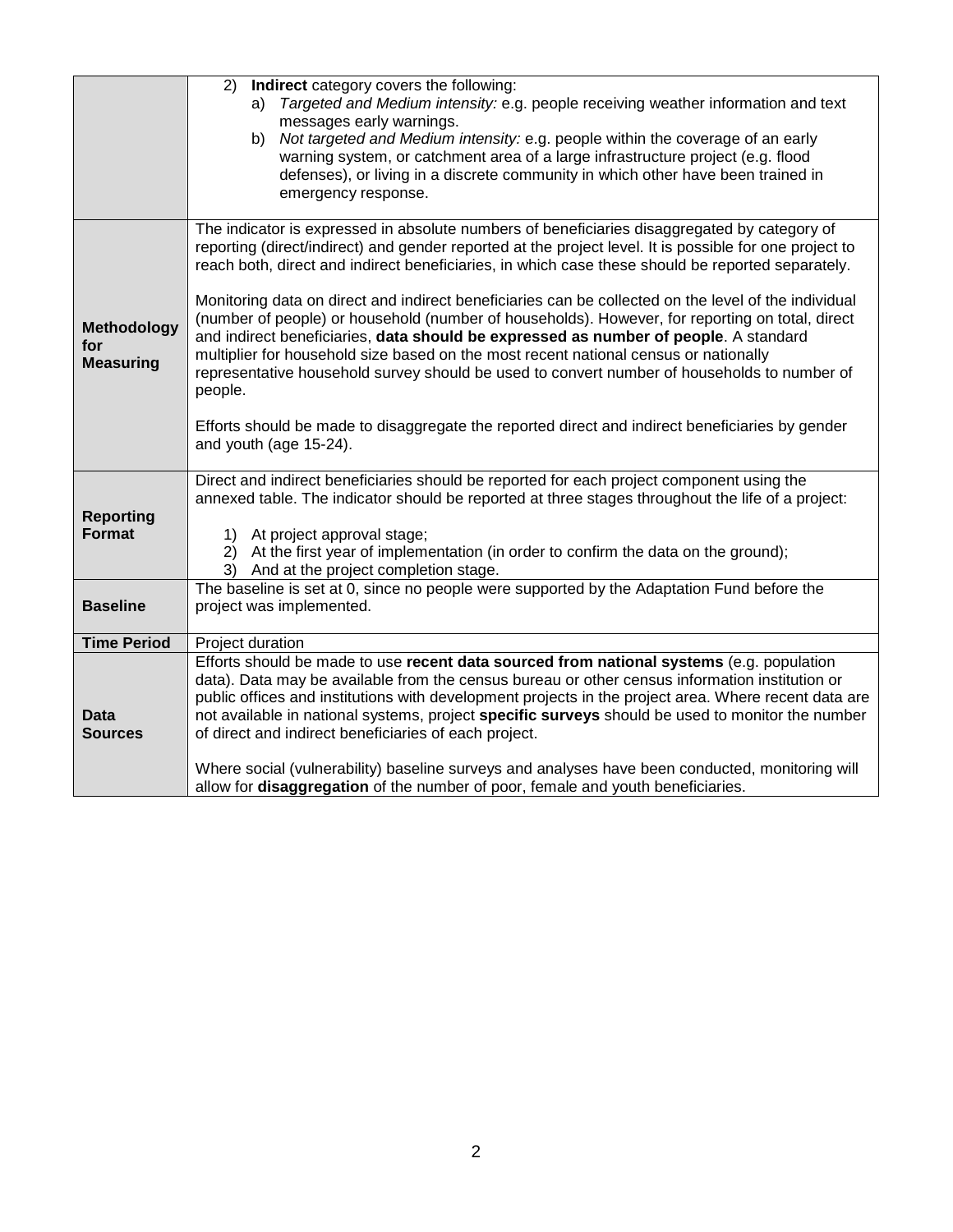| | |
|---|---|
| | 2) **Indirect** category covers the following:<br>a) *Targeted and Medium intensity:* e.g. people receiving weather information and text messages early warnings.<br>b) *Not targeted and Medium intensity:* e.g. people within the coverage of an early warning system, or catchment area of a large infrastructure project (e.g. flood defenses), or living in a discrete community in which other have been trained in emergency response. |
| **Methodology for Measuring** | The indicator is expressed in absolute numbers of beneficiaries disaggregated by category of reporting (direct/indirect) and gender reported at the project level. It is possible for one project to reach both, direct and indirect beneficiaries, in which case these should be reported separately.<br><br>Monitoring data on direct and indirect beneficiaries can be collected on the level of the individual (number of people) or household (number of households). However, for reporting on total, direct and indirect beneficiaries, **data should be expressed as number of people**. A standard multiplier for household size based on the most recent national census or nationally representative household survey should be used to convert number of households to number of people.<br><br>Efforts should be made to disaggregate the reported direct and indirect beneficiaries by gender and youth (age 15-24). |
| **Reporting Format** | Direct and indirect beneficiaries should be reported for each project component using the annexed table. The indicator should be reported at three stages throughout the life of a project:<br><br>1) At project approval stage;<br>2) At the first year of implementation (in order to confirm the data on the ground);<br>3) And at the project completion stage. |
| **Baseline** | The baseline is set at 0, since no people were supported by the Adaptation Fund before the project was implemented. |
| **Time Period** | Project duration |
| **Data Sources** | Efforts should be made to use **recent data sourced from national systems** (e.g. population data). Data may be available from the census bureau or other census information institution or public offices and institutions with development projects in the project area. Where recent data are not available in national systems, project **specific surveys** should be used to monitor the number of direct and indirect beneficiaries of each project.<br><br>Where social (vulnerability) baseline surveys and analyses have been conducted, monitoring will allow for **disaggregation** of the number of poor, female and youth beneficiaries. |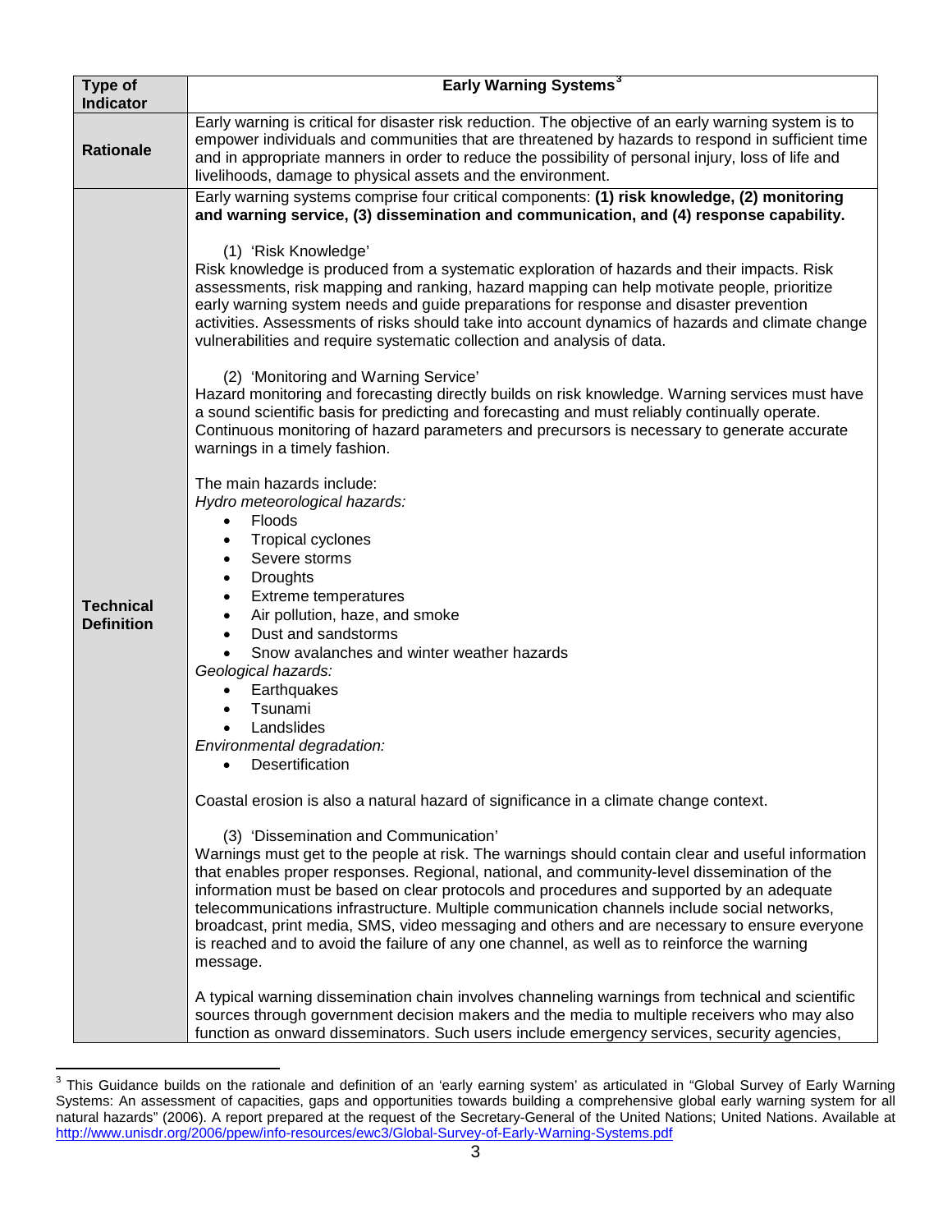| Type of Indicator | Early Warning Systems[3] |
|---|---|
| **Rationale** | Early warning is critical for disaster risk reduction. The objective of an early warning system is to empower individuals and communities that are threatened by hazards to respond in sufficient time and in appropriate manners in order to reduce the possibility of personal injury, loss of life and livelihoods, damage to physical assets and the environment. |
| **Technical Definition** | Early warning systems comprise four critical components: **(1) risk knowledge, (2) monitoring and warning service, (3) dissemination and communication, and (4) response capability.**<br><br>(1) 'Risk Knowledge'<br>Risk knowledge is produced from a systematic exploration of hazards and their impacts. Risk assessments, risk mapping and ranking, hazard mapping can help motivate people, prioritize early warning system needs and guide preparations for response and disaster prevention activities. Assessments of risks should take into account dynamics of hazards and climate change vulnerabilities and require systematic collection and analysis of data.<br><br>(2) 'Monitoring and Warning Service'<br>Hazard monitoring and forecasting directly builds on risk knowledge. Warning services must have a sound scientific basis for predicting and forecasting and must reliably continually operate. Continuous monitoring of hazard parameters and precursors is necessary to generate accurate warnings in a timely fashion.<br><br>The main hazards include:<br>*Hydro meteorological hazards:*<br>• Floods<br>• Tropical cyclones<br>• Severe storms<br>• Droughts<br>• Extreme temperatures<br>• Air pollution, haze, and smoke<br>• Dust and sandstorms<br>• Snow avalanches and winter weather hazards<br>*Geological hazards:*<br>• Earthquakes<br>• Tsunami<br>• Landslides<br>*Environmental degradation:*<br>• Desertification<br><br>Coastal erosion is also a natural hazard of significance in a climate change context.<br><br>(3) 'Dissemination and Communication'<br>Warnings must get to the people at risk. The warnings should contain clear and useful information that enables proper responses. Regional, national, and community-level dissemination of the information must be based on clear protocols and procedures and supported by an adequate telecommunications infrastructure. Multiple communication channels include social networks, broadcast, print media, SMS, video messaging and others and are necessary to ensure everyone is reached and to avoid the failure of any one channel, as well as to reinforce the warning message.<br><br>A typical warning dissemination chain involves channeling warnings from technical and scientific sources through government decision makers and the media to multiple receivers who may also function as onward disseminators. Such users include emergency services, security agencies, |

[3] This Guidance builds on the rationale and definition of an 'early earning system' as articulated in "Global Survey of Early Warning Systems: An assessment of capacities, gaps and opportunities towards building a comprehensive global early warning system for all natural hazards" (2006). A report prepared at the request of the Secretary-General of the United Nations; United Nations. Available at http://www.unisdr.org/2006/ppew/info-resources/ewc3/Global-Survey-of-Early-Warning-Systems.pdf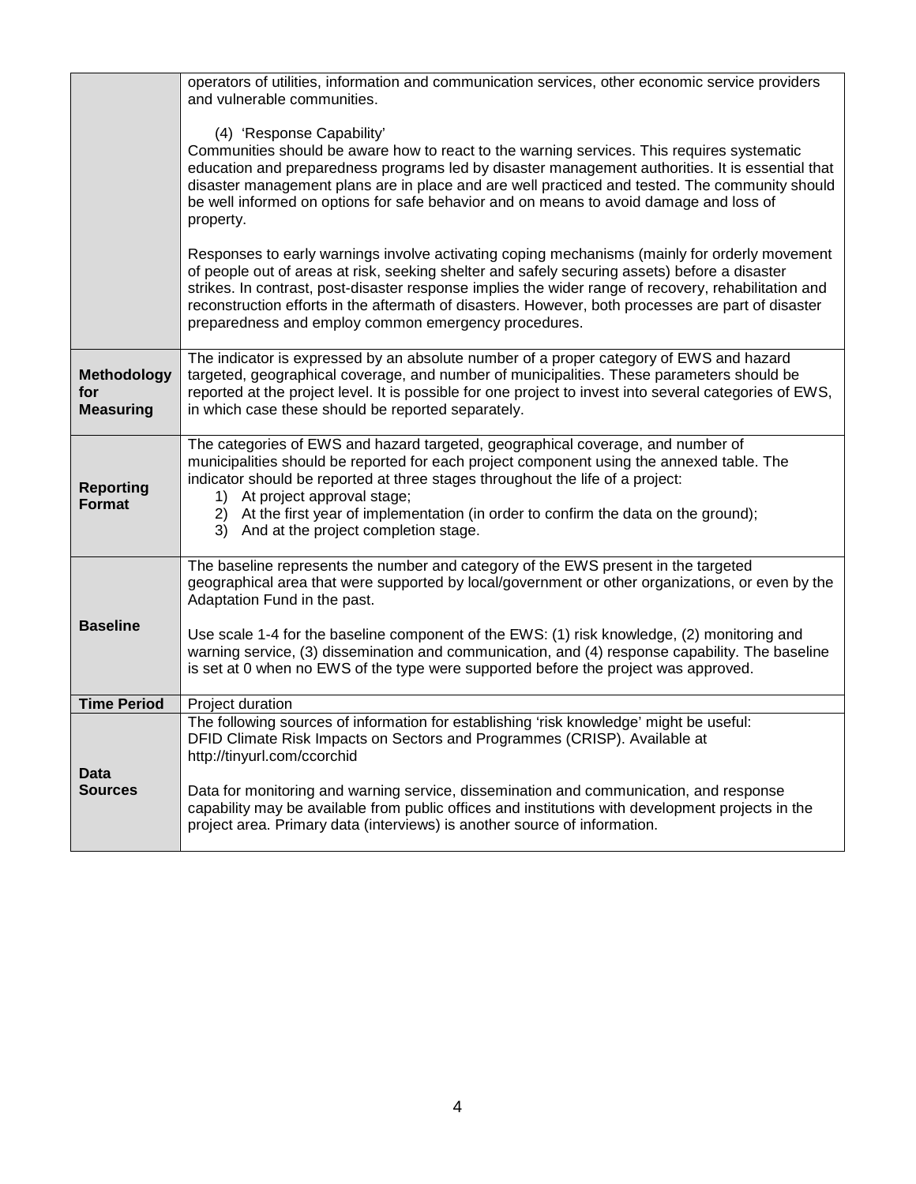| | |
|---|---|
| | operators of utilities, information and communication services, other economic service providers and vulnerable communities.<br><br>(4) 'Response Capability'<br>Communities should be aware how to react to the warning services. This requires systematic education and preparedness programs led by disaster management authorities. It is essential that disaster management plans are in place and are well practiced and tested. The community should be well informed on options for safe behavior and on means to avoid damage and loss of property.<br><br>Responses to early warnings involve activating coping mechanisms (mainly for orderly movement of people out of areas at risk, seeking shelter and safely securing assets) before a disaster strikes. In contrast, post-disaster response implies the wider range of recovery, rehabilitation and reconstruction efforts in the aftermath of disasters. However, both processes are part of disaster preparedness and employ common emergency procedures. |
| **Methodology for Measuring** | The indicator is expressed by an absolute number of a proper category of EWS and hazard targeted, geographical coverage, and number of municipalities. These parameters should be reported at the project level. It is possible for one project to invest into several categories of EWS, in which case these should be reported separately. |
| **Reporting Format** | The categories of EWS and hazard targeted, geographical coverage, and number of municipalities should be reported for each project component using the annexed table. The indicator should be reported at three stages throughout the life of a project:<br>1) At project approval stage;<br>2) At the first year of implementation (in order to confirm the data on the ground);<br>3) And at the project completion stage. |
| **Baseline** | The baseline represents the number and category of the EWS present in the targeted geographical area that were supported by local/government or other organizations, or even by the Adaptation Fund in the past.<br><br>Use scale 1-4 for the baseline component of the EWS: (1) risk knowledge, (2) monitoring and warning service, (3) dissemination and communication, and (4) response capability. The baseline is set at 0 when no EWS of the type were supported before the project was approved. |
| **Time Period** | Project duration |
| **Data Sources** | The following sources of information for establishing 'risk knowledge' might be useful:<br>DFID Climate Risk Impacts on Sectors and Programmes (CRISP). Available at http://tinyurl.com/ccorchid<br><br>Data for monitoring and warning service, dissemination and communication, and response capability may be available from public offices and institutions with development projects in the project area. Primary data (interviews) is another source of information. |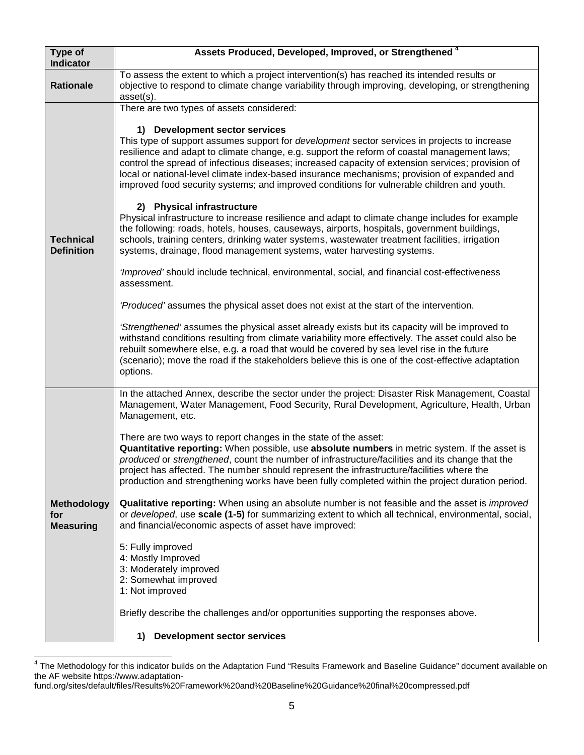| Type of Indicator | Assets Produced, Developed, Improved, or Strengthened [4] |
|---|---|
| **Rationale** | To assess the extent to which a project intervention(s) has reached its intended results or objective to respond to climate change variability through improving, developing, or strengthening asset(s). |
| **Technical Definition** | There are two types of assets considered:<br><br>**1) Development sector services**<br>This type of support assumes support for *development* sector services in projects to increase resilience and adapt to climate change, e.g. support the reform of coastal management laws; control the spread of infectious diseases; increased capacity of extension services; provision of local or national-level climate index-based insurance mechanisms; provision of expanded and improved food security systems; and improved conditions for vulnerable children and youth.<br><br>**2) Physical infrastructure**<br>Physical infrastructure to increase resilience and adapt to climate change includes for example the following: roads, hotels, houses, causeways, airports, hospitals, government buildings, schools, training centers, drinking water systems, wastewater treatment facilities, irrigation systems, drainage, flood management systems, water harvesting systems.<br><br>*'Improved'* should include technical, environmental, social, and financial cost-effectiveness assessment.<br><br>*'Produced'* assumes the physical asset does not exist at the start of the intervention.<br><br>*'Strengthened'* assumes the physical asset already exists but its capacity will be improved to withstand conditions resulting from climate variability more effectively. The asset could also be rebuilt somewhere else, e.g. a road that would be covered by sea level rise in the future (scenario); move the road if the stakeholders believe this is one of the cost-effective adaptation options. |
| **Methodology for Measuring** | In the attached Annex, describe the sector under the project: Disaster Risk Management, Coastal Management, Water Management, Food Security, Rural Development, Agriculture, Health, Urban Management, etc.<br><br>There are two ways to report changes in the state of the asset:<br>**Quantitative reporting:** When possible, use **absolute numbers** in metric system. If the asset is *produced* or *strengthened*, count the number of infrastructure/facilities and its change that the project has affected. The number should represent the infrastructure/facilities where the production and strengthening works have been fully completed within the project duration period.<br><br>**Qualitative reporting:** When using an absolute number is not feasible and the asset is *improved* or *developed*, use **scale (1-5)** for summarizing extent to which all technical, environmental, social, and financial/economic aspects of asset have improved:<br><br>5: Fully improved<br>4: Mostly Improved<br>3: Moderately improved<br>2: Somewhat improved<br>1: Not improved<br><br>Briefly describe the challenges and/or opportunities supporting the responses above.<br><br>**1) Development sector services** |

[4] The Methodology for this indicator builds on the Adaptation Fund "Results Framework and Baseline Guidance" document available on the AF website https://www.adaptation-fund.org/sites/default/files/Results%20Framework%20and%20Baseline%20Guidance%20final%20compressed.pdf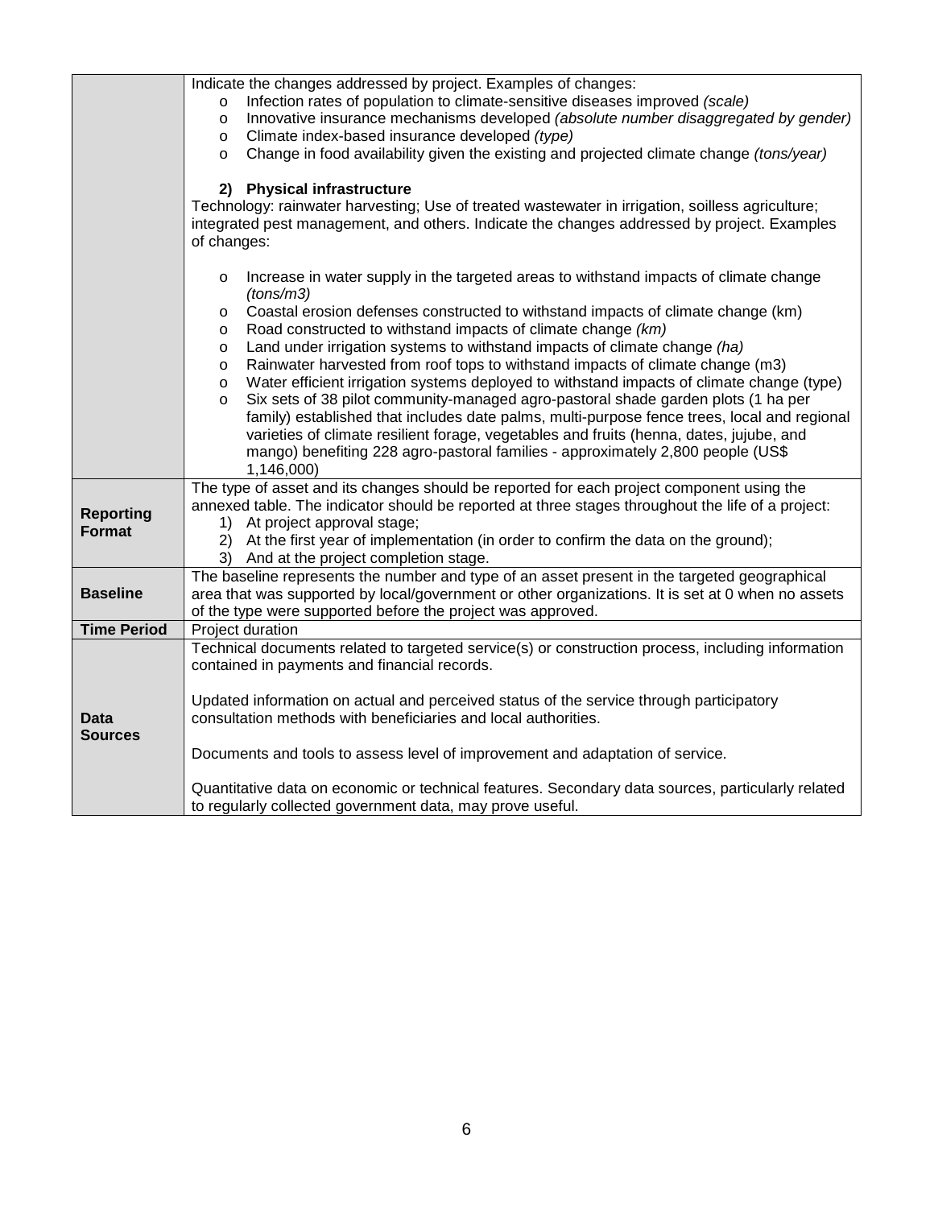| | |
|---|---|
| | Indicate the changes addressed by project. Examples of changes:<br>o Infection rates of population to climate-sensitive diseases improved *(scale)*<br>o Innovative insurance mechanisms developed *(absolute number disaggregated by gender)*<br>o Climate index-based insurance developed *(type)*<br>o Change in food availability given the existing and projected climate change *(tons/year)*<br><br>**2) Physical infrastructure**<br>Technology: rainwater harvesting; Use of treated wastewater in irrigation, soilless agriculture; integrated pest management, and others. Indicate the changes addressed by project. Examples of changes:<br><br>o Increase in water supply in the targeted areas to withstand impacts of climate change *(tons/m3)*<br>o Coastal erosion defenses constructed to withstand impacts of climate change (km)<br>o Road constructed to withstand impacts of climate change *(km)*<br>o Land under irrigation systems to withstand impacts of climate change *(ha)*<br>o Rainwater harvested from roof tops to withstand impacts of climate change (m3)<br>o Water efficient irrigation systems deployed to withstand impacts of climate change (type)<br>o Six sets of 38 pilot community-managed agro-pastoral shade garden plots (1 ha per family) established that includes date palms, multi-purpose fence trees, local and regional varieties of climate resilient forage, vegetables and fruits (henna, dates, jujube, and mango) benefiting 228 agro-pastoral families - approximately 2,800 people (US$ 1,146,000) |
| **Reporting Format** | The type of asset and its changes should be reported for each project component using the annexed table. The indicator should be reported at three stages throughout the life of a project:<br>1) At project approval stage;<br>2) At the first year of implementation (in order to confirm the data on the ground);<br>3) And at the project completion stage. |
| **Baseline** | The baseline represents the number and type of an asset present in the targeted geographical area that was supported by local/government or other organizations. It is set at 0 when no assets of the type were supported before the project was approved. |
| **Time Period** | Project duration |
| **Data Sources** | Technical documents related to targeted service(s) or construction process, including information contained in payments and financial records.<br><br>Updated information on actual and perceived status of the service through participatory consultation methods with beneficiaries and local authorities.<br><br>Documents and tools to assess level of improvement and adaptation of service.<br><br>Quantitative data on economic or technical features. Secondary data sources, particularly related to regularly collected government data, may prove useful. |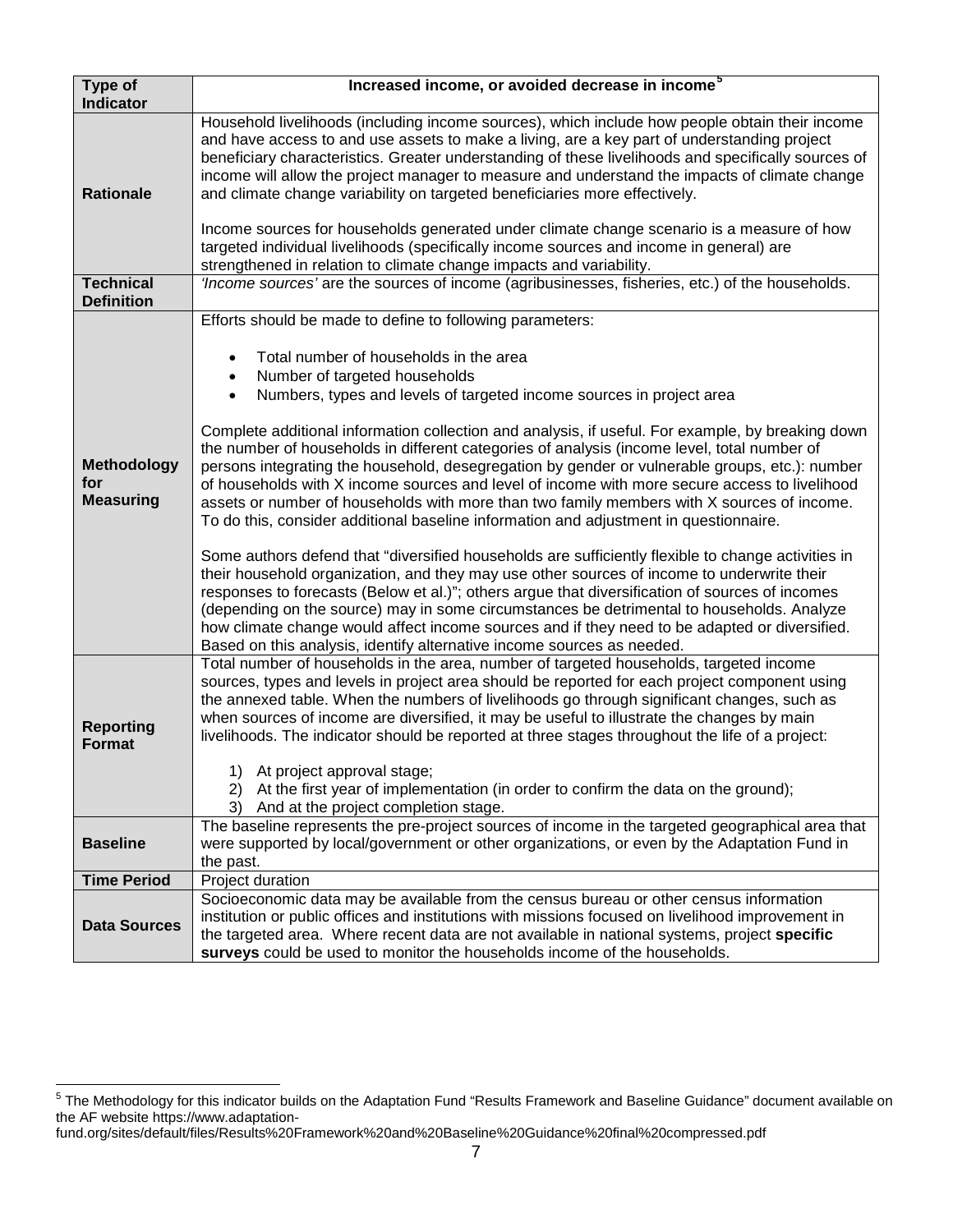| Type of Indicator | Increased income, or avoided decrease in income[5] |
|---|---|
| **Rationale** | Household livelihoods (including income sources), which include how people obtain their income and have access to and use assets to make a living, are a key part of understanding project beneficiary characteristics. Greater understanding of these livelihoods and specifically sources of income will allow the project manager to measure and understand the impacts of climate change and climate change variability on targeted beneficiaries more effectively.<br><br>Income sources for households generated under climate change scenario is a measure of how targeted individual livelihoods (specifically income sources and income in general) are strengthened in relation to climate change impacts and variability. |
| **Technical Definition** | *'Income sources'* are the sources of income (agribusinesses, fisheries, etc.) of the households. |
| **Methodology for Measuring** | Efforts should be made to define to following parameters:<br><br>• Total number of households in the area<br>• Number of targeted households<br>• Numbers, types and levels of targeted income sources in project area<br><br>Complete additional information collection and analysis, if useful. For example, by breaking down the number of households in different categories of analysis (income level, total number of persons integrating the household, desegregation by gender or vulnerable groups, etc.): number of households with X income sources and level of income with more secure access to livelihood assets or number of households with more than two family members with X sources of income. To do this, consider additional baseline information and adjustment in questionnaire.<br><br>Some authors defend that "diversified households are sufficiently flexible to change activities in their household organization, and they may use other sources of income to underwrite their responses to forecasts (Below et al.)"; others argue that diversification of sources of incomes (depending on the source) may in some circumstances be detrimental to households. Analyze how climate change would affect income sources and if they need to be adapted or diversified. Based on this analysis, identify alternative income sources as needed. |
| **Reporting Format** | Total number of households in the area, number of targeted households, targeted income sources, types and levels in project area should be reported for each project component using the annexed table. When the numbers of livelihoods go through significant changes, such as when sources of income are diversified, it may be useful to illustrate the changes by main livelihoods. The indicator should be reported at three stages throughout the life of a project:<br><br>1) At project approval stage;<br>2) At the first year of implementation (in order to confirm the data on the ground);<br>3) And at the project completion stage. |
| **Baseline** | The baseline represents the pre-project sources of income in the targeted geographical area that were supported by local/government or other organizations, or even by the Adaptation Fund in the past. |
| **Time Period** | Project duration |
| **Data Sources** | Socioeconomic data may be available from the census bureau or other census information institution or public offices and institutions with missions focused on livelihood improvement in the targeted area. Where recent data are not available in national systems, project **specific surveys** could be used to monitor the households income of the households. |

[5] The Methodology for this indicator builds on the Adaptation Fund "Results Framework and Baseline Guidance" document available on the AF website https://www.adaptation-fund.org/sites/default/files/Results%20Framework%20and%20Baseline%20Guidance%20final%20compressed.pdf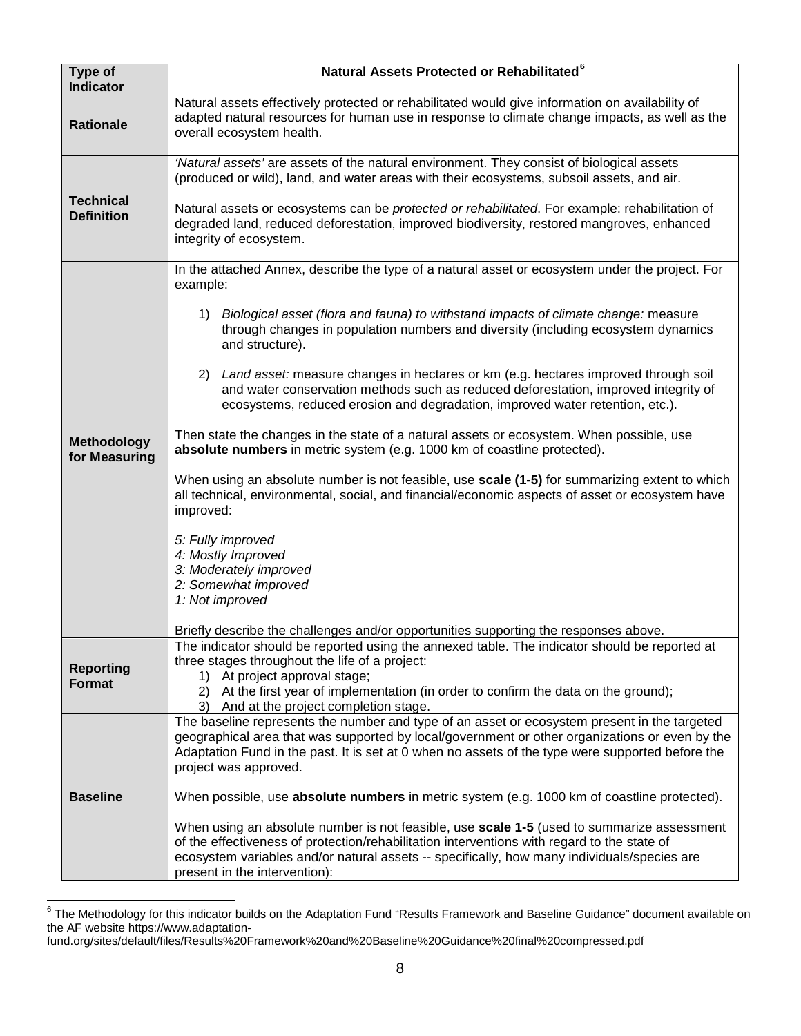| Type of Indicator | Natural Assets Protected or Rehabilitated[6] |
| --- | --- |
| **Rationale** | Natural assets effectively protected or rehabilitated would give information on availability of adapted natural resources for human use in response to climate change impacts, as well as the overall ecosystem health. |
| **Technical Definition** | *'Natural assets'* are assets of the natural environment. They consist of biological assets (produced or wild), land, and water areas with their ecosystems, subsoil assets, and air.<br><br>Natural assets or ecosystems can be *protected or rehabilitated*. For example: rehabilitation of degraded land, reduced deforestation, improved biodiversity, restored mangroves, enhanced integrity of ecosystem. |
| **Methodology for Measuring** | In the attached Annex, describe the type of a natural asset or ecosystem under the project. For example:<br><br>1) *Biological asset (flora and fauna) to withstand impacts of climate change:* measure through changes in population numbers and diversity (including ecosystem dynamics and structure).<br><br>2) *Land asset:* measure changes in hectares or km (e.g. hectares improved through soil and water conservation methods such as reduced deforestation, improved integrity of ecosystems, reduced erosion and degradation, improved water retention, etc.).<br><br>Then state the changes in the state of a natural assets or ecosystem. When possible, use **absolute numbers** in metric system (e.g. 1000 km of coastline protected).<br><br>When using an absolute number is not feasible, use **scale (1-5)** for summarizing extent to which all technical, environmental, social, and financial/economic aspects of asset or ecosystem have improved:<br><br>*5: Fully improved*<br>*4: Mostly Improved*<br>*3: Moderately improved*<br>*2: Somewhat improved*<br>*1: Not improved*<br><br>Briefly describe the challenges and/or opportunities supporting the responses above. |
| **Reporting Format** | The indicator should be reported using the annexed table. The indicator should be reported at three stages throughout the life of a project:<br>1) At project approval stage;<br>2) At the first year of implementation (in order to confirm the data on the ground);<br>3) And at the project completion stage. |
| **Baseline** | The baseline represents the number and type of an asset or ecosystem present in the targeted geographical area that was supported by local/government or other organizations or even by the Adaptation Fund in the past. It is set at 0 when no assets of the type were supported before the project was approved.<br><br>When possible, use **absolute numbers** in metric system (e.g. 1000 km of coastline protected).<br><br>When using an absolute number is not feasible, use **scale 1-5** (used to summarize assessment of the effectiveness of protection/rehabilitation interventions with regard to the state of ecosystem variables and/or natural assets -- specifically, how many individuals/species are present in the intervention): |

[6] The Methodology for this indicator builds on the Adaptation Fund "Results Framework and Baseline Guidance" document available on the AF website https://www.adaptation-fund.org/sites/default/files/Results%20Framework%20and%20Baseline%20Guidance%20final%20compressed.pdf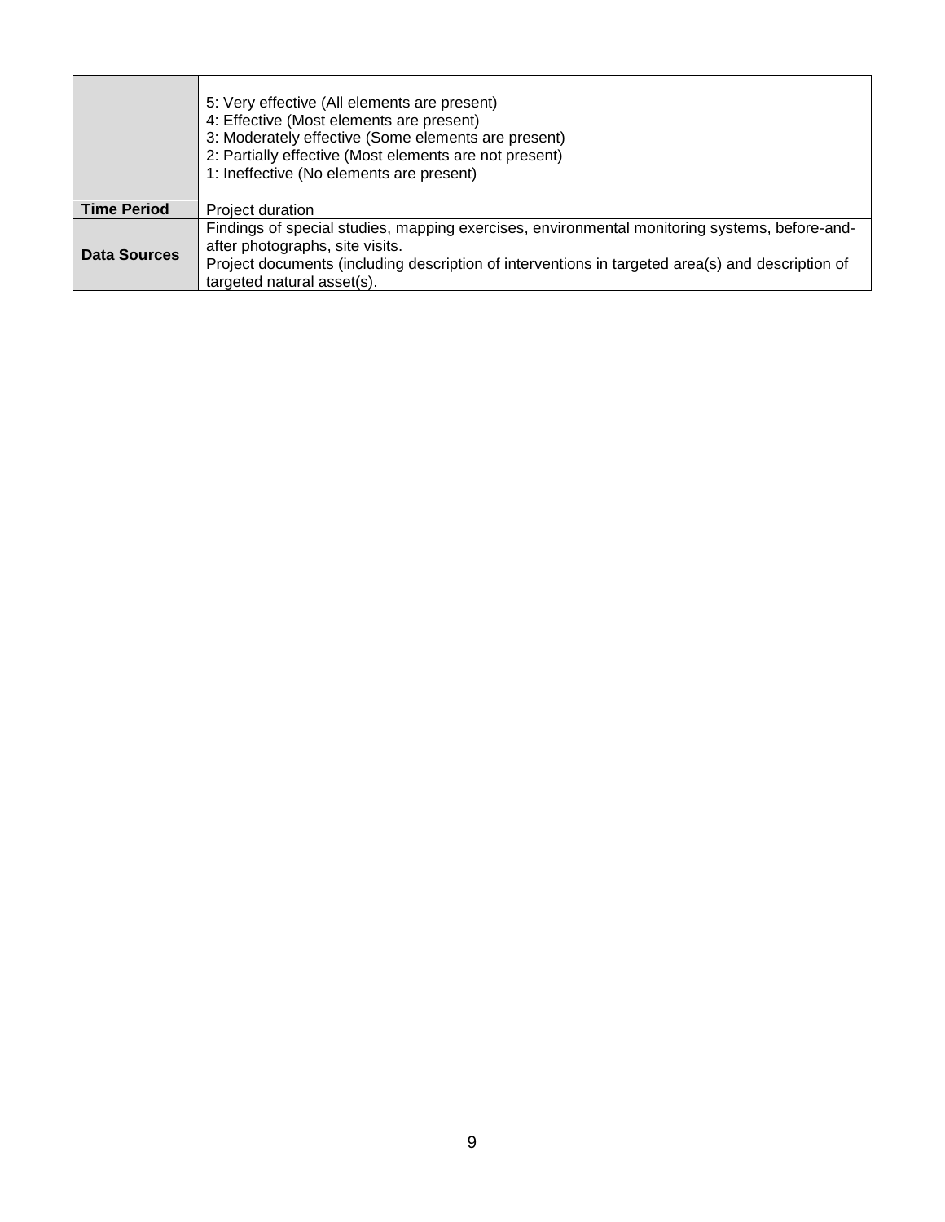| | |
|---|---|
| | 5: Very effective (All elements are present)<br>4: Effective (Most elements are present)<br>3: Moderately effective (Some elements are present)<br>2: Partially effective (Most elements are not present)<br>1: Ineffective (No elements are present) |
| **Time Period** | Project duration |
| **Data Sources** | Findings of special studies, mapping exercises, environmental monitoring systems, before-and-after photographs, site visits.<br>Project documents (including description of interventions in targeted area(s) and description of targeted natural asset(s). |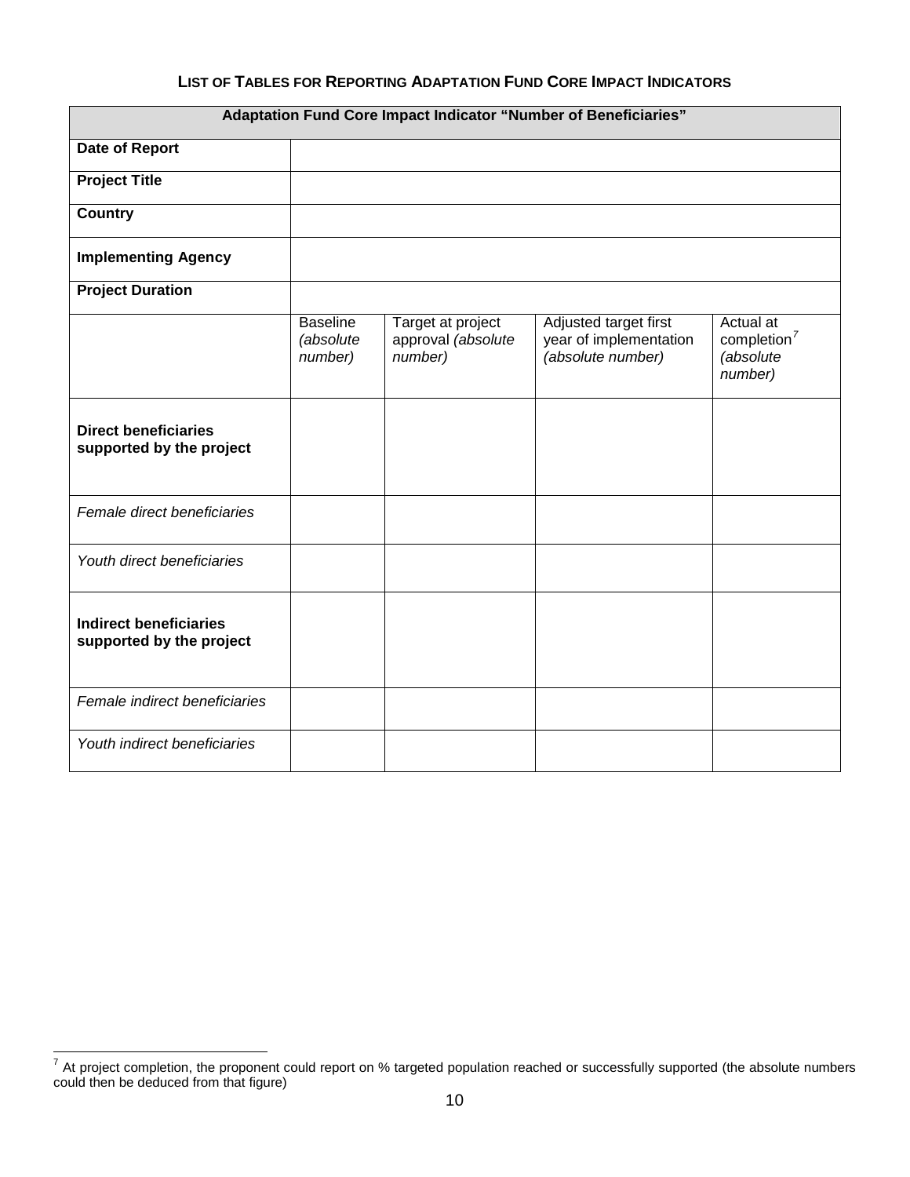## LIST OF TABLES FOR REPORTING ADAPTATION FUND CORE IMPACT INDICATORS

| Adaptation Fund Core Impact Indicator "Number of Beneficiaries" | | | | |
|---|---|---|---|---|
| **Date of Report** | | | | |
| **Project Title** | | | | |
| **Country** | | | | |
| **Implementing Agency** | | | | |
| **Project Duration** | | | | |
| | Baseline *(absolute number)* | Target at project approval *(absolute number)* | Adjusted target first year of implementation *(absolute number)* | Actual at completion[7] *(absolute number)* |
| **Direct beneficiaries supported by the project** | | | | |
| *Female direct beneficiaries* | | | | |
| *Youth direct beneficiaries* | | | | |
| **Indirect beneficiaries supported by the project** | | | | |
| *Female indirect beneficiaries* | | | | |
| *Youth indirect beneficiaries* | | | | |

[7] At project completion, the proponent could report on % targeted population reached or successfully supported (the absolute numbers could then be deduced from that figure)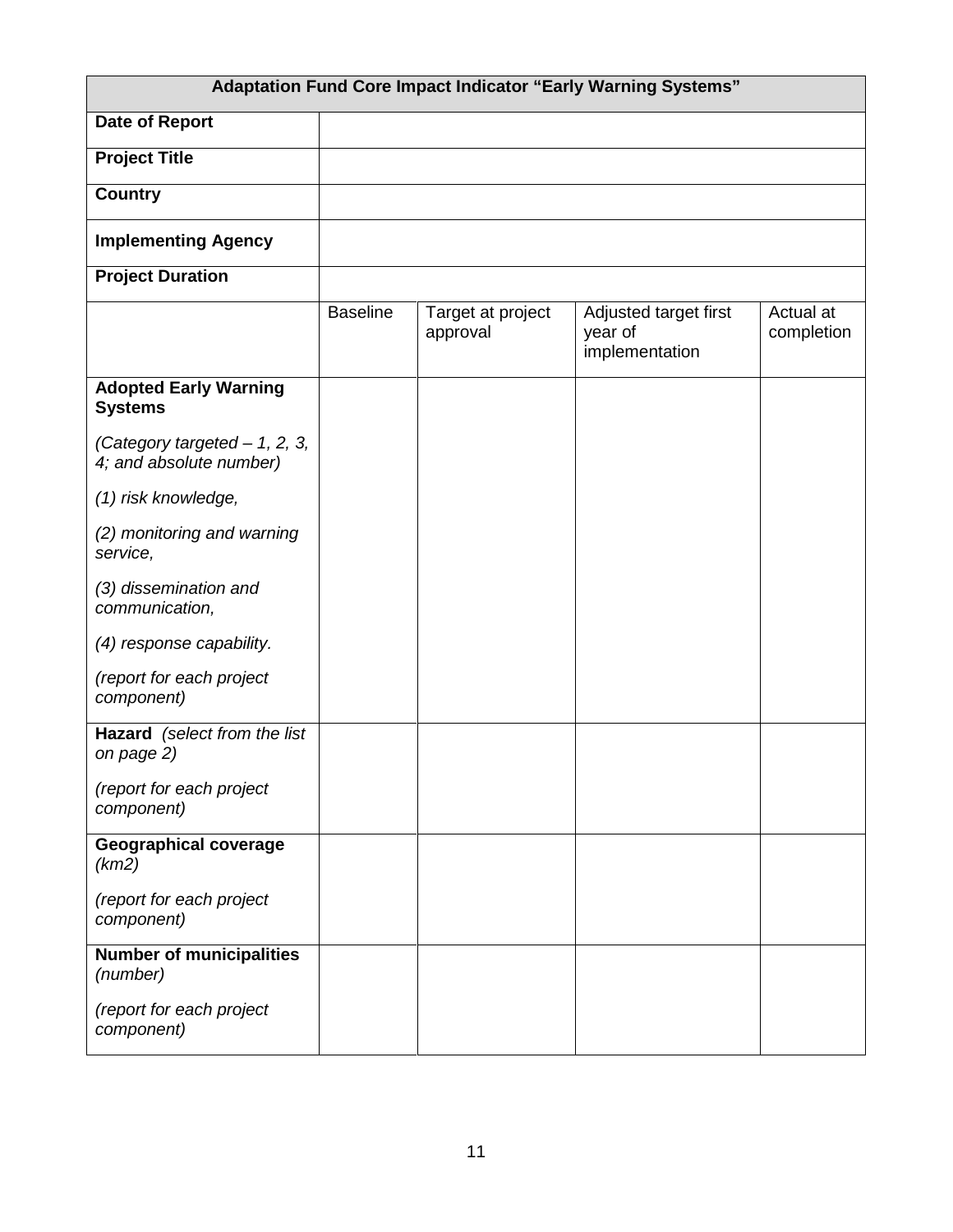| **Adaptation Fund Core Impact Indicator "Early Warning Systems"** | | | | |
|---|---|---|---|---|
| **Date of Report** | | | | |
| **Project Title** | | | | |
| **Country** | | | | |
| **Implementing Agency** | | | | |
| **Project Duration** | | | | |
| | Baseline | Target at project approval | Adjusted target first year of implementation | Actual at completion |
| **Adopted Early Warning Systems**<br><br>*(Category targeted – 1, 2, 3, 4; and absolute number)*<br><br>*(1) risk knowledge,*<br><br>*(2) monitoring and warning service,*<br><br>*(3) dissemination and communication,*<br><br>*(4) response capability.*<br><br>*(report for each project component)* | | | | |
| **Hazard** *(select from the list on page 2)*<br><br>*(report for each project component)* | | | | |
| **Geographical coverage** *(km2)*<br><br>*(report for each project component)* | | | | |
| **Number of municipalities** *(number)*<br><br>*(report for each project component)* | | | | |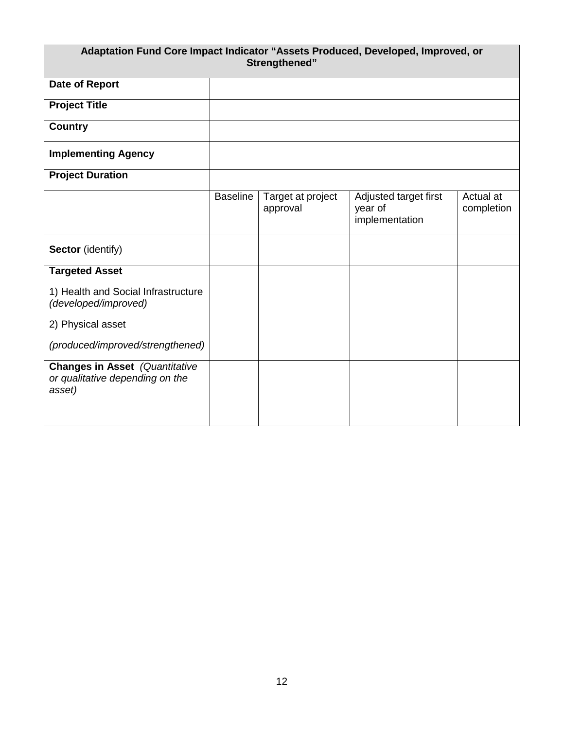| **Adaptation Fund Core Impact Indicator "Assets Produced, Developed, Improved, or Strengthened"** | | | | |
|---|---|---|---|---|
| **Date of Report** | | | | |
| **Project Title** | | | | |
| **Country** | | | | |
| **Implementing Agency** | | | | |
| **Project Duration** | | | | |
| | Baseline | Target at project approval | Adjusted target first year of implementation | Actual at completion |
| **Sector** (identify) | | | | |
| **Targeted Asset**<br>1) Health and Social Infrastructure *(developed/improved)*<br>2) Physical asset<br>*(produced/improved/strengthened)* | | | | |
| **Changes in Asset** *(Quantitative or qualitative depending on the asset)* | | | | |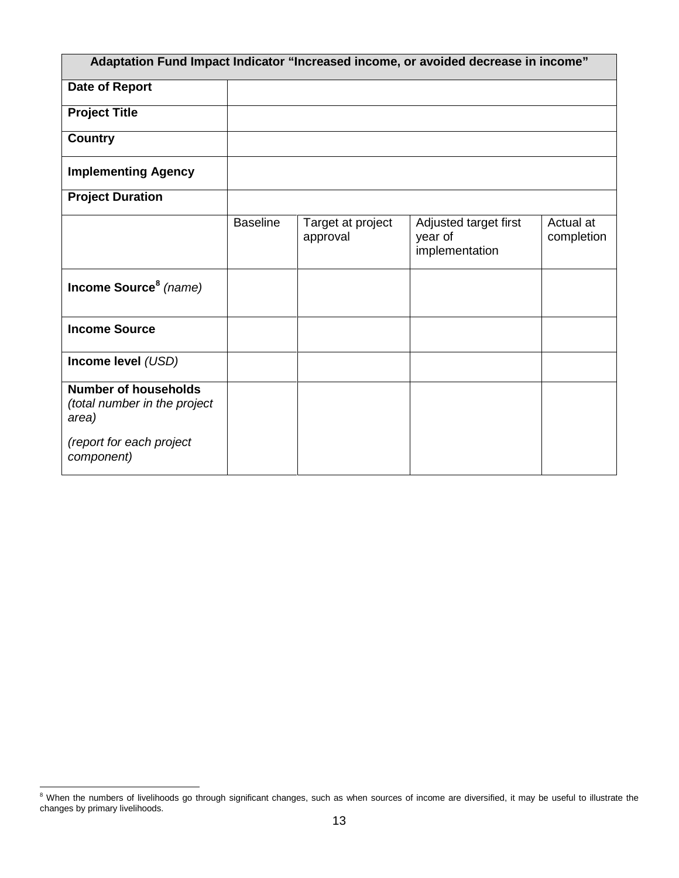| Adaptation Fund Impact Indicator "Increased income, or avoided decrease in income" | | | | |
|---|---|---|---|---|
| **Date of Report** | | | | |
| **Project Title** | | | | |
| **Country** | | | | |
| **Implementing Agency** | | | | |
| **Project Duration** | | | | |
| | Baseline | Target at project approval | Adjusted target first year of implementation | Actual at completion |
| **Income Source**[8] *(name)* | | | | |
| **Income Source** | | | | |
| **Income level** *(USD)* | | | | |
| **Number of households** *(total number in the project area)* *(report for each project component)* | | | | |

[8] When the numbers of livelihoods go through significant changes, such as when sources of income are diversified, it may be useful to illustrate the changes by primary livelihoods.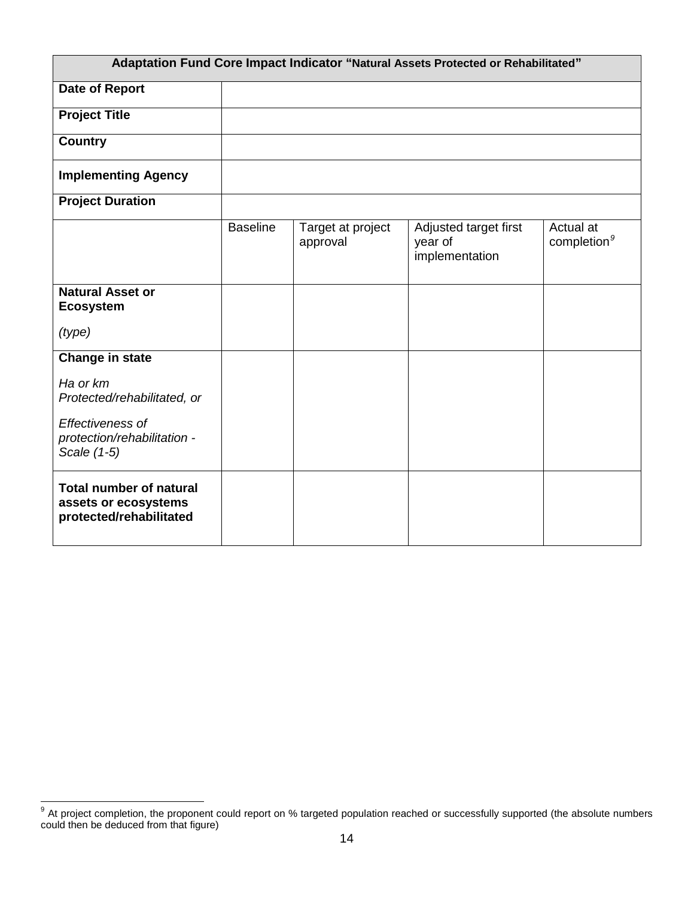| Adaptation Fund Core Impact Indicator "Natural Assets Protected or Rehabilitated" | | | | |
|---|---|---|---|---|
| **Date of Report** | | | | |
| **Project Title** | | | | |
| **Country** | | | | |
| **Implementing Agency** | | | | |
| **Project Duration** | | | | |
| | Baseline | Target at project approval | Adjusted target first year of implementation | Actual at completion[9] |
| **Natural Asset or Ecosystem** *(type)* | | | | |
| **Change in state** *Ha or km Protected/rehabilitated, or* *Effectiveness of protection/rehabilitation - Scale (1-5)* | | | | |
| **Total number of natural assets or ecosystems protected/rehabilitated** | | | | |

[9] At project completion, the proponent could report on % targeted population reached or successfully supported (the absolute numbers could then be deduced from that figure)